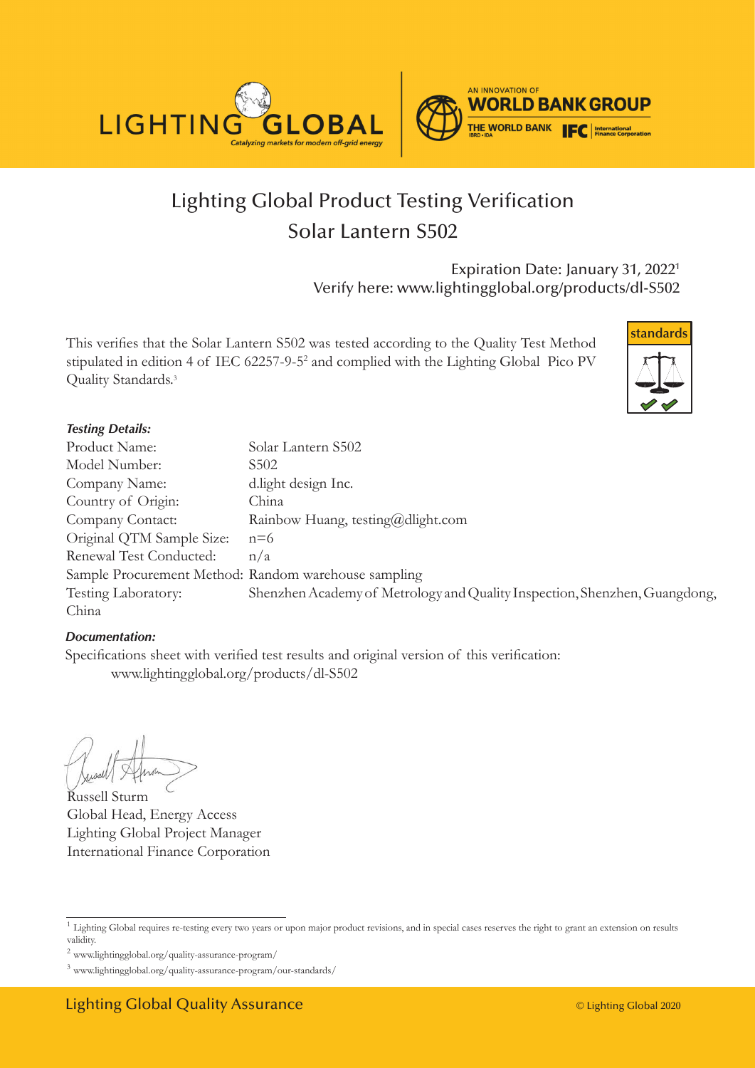# Lighting Global Product Testing Verification

## Solar Lantern S502

Expiration Date: January 31, 2022[1]
Verify here: www.lightingglobal.org/products/dl-S502

This verifies that the Solar Lantern S502 was tested according to the Quality Test Method stipulated in edition 4 of IEC 62257-9-5[2] and complied with the Lighting Global Pico PV Quality Standards.[3]

***Testing Details:***

Product Name: Solar Lantern S502
Model Number: S502
Company Name: d.light design Inc.
Country of Origin: China
Company Contact: Rainbow Huang, testing@dlight.com
Original QTM Sample Size: n=6
Renewal Test Conducted: n/a
Sample Procurement Method: Random warehouse sampling
Testing Laboratory: Shenzhen Academy of Metrology and Quality Inspection, Shenzhen, Guangdong, China

***Documentation:***

Specifications sheet with verified test results and original version of this verification:
www.lightingglobal.org/products/dl-S502

Russell Sturm
Global Head, Energy Access
Lighting Global Project Manager
International Finance Corporation

---

[1] Lighting Global requires re-testing every two years or upon major product revisions, and in special cases reserves the right to grant an extension on results validity.

[2] www.lightingglobal.org/quality-assurance-program/

[3] www.lightingglobal.org/quality-assurance-program/our-standards/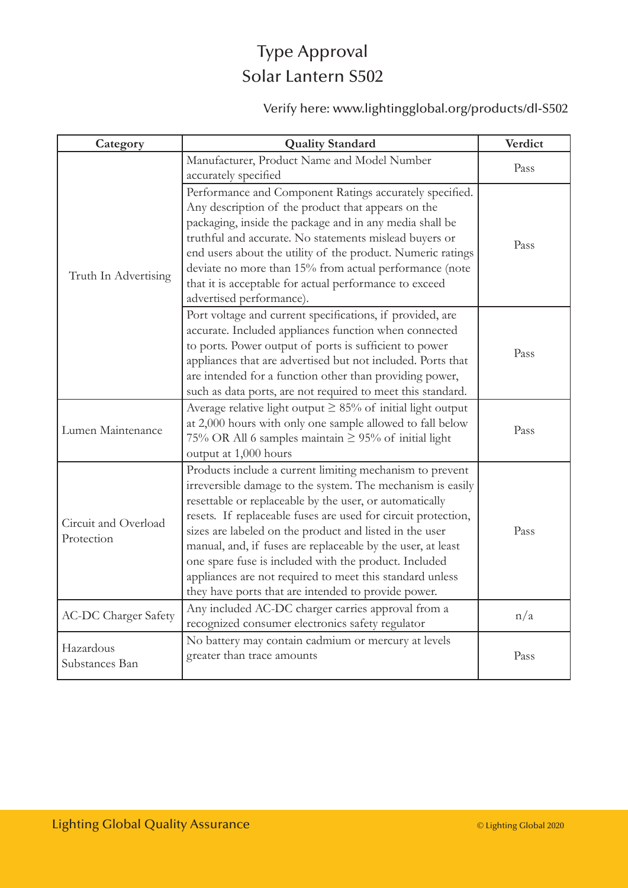# Type Approval
# Solar Lantern S502

Verify here: www.lightingglobal.org/products/dl-S502

| Category | Quality Standard | Verdict |
|---|---|---|
| Truth In Advertising | Manufacturer, Product Name and Model Number accurately specified | Pass |
| | Performance and Component Ratings accurately specified. Any description of the product that appears on the packaging, inside the package and in any media shall be truthful and accurate. No statements mislead buyers or end users about the utility of the product. Numeric ratings deviate no more than 15% from actual performance (note that it is acceptable for actual performance to exceed advertised performance). | Pass |
| | Port voltage and current specifications, if provided, are accurate. Included appliances function when connected to ports. Power output of ports is sufficient to power appliances that are advertised but not included. Ports that are intended for a function other than providing power, such as data ports, are not required to meet this standard. | Pass |
| Lumen Maintenance | Average relative light output ≥ 85% of initial light output at 2,000 hours with only one sample allowed to fall below 75% OR All 6 samples maintain ≥ 95% of initial light output at 1,000 hours | Pass |
| Circuit and Overload Protection | Products include a current limiting mechanism to prevent irreversible damage to the system. The mechanism is easily resettable or replaceable by the user, or automatically resets. If replaceable fuses are used for circuit protection, sizes are labeled on the product and listed in the user manual, and, if fuses are replaceable by the user, at least one spare fuse is included with the product. Included appliances are not required to meet this standard unless they have ports that are intended to provide power. | Pass |
| AC-DC Charger Safety | Any included AC-DC charger carries approval from a recognized consumer electronics safety regulator | n/a |
| Hazardous Substances Ban | No battery may contain cadmium or mercury at levels greater than trace amounts | Pass |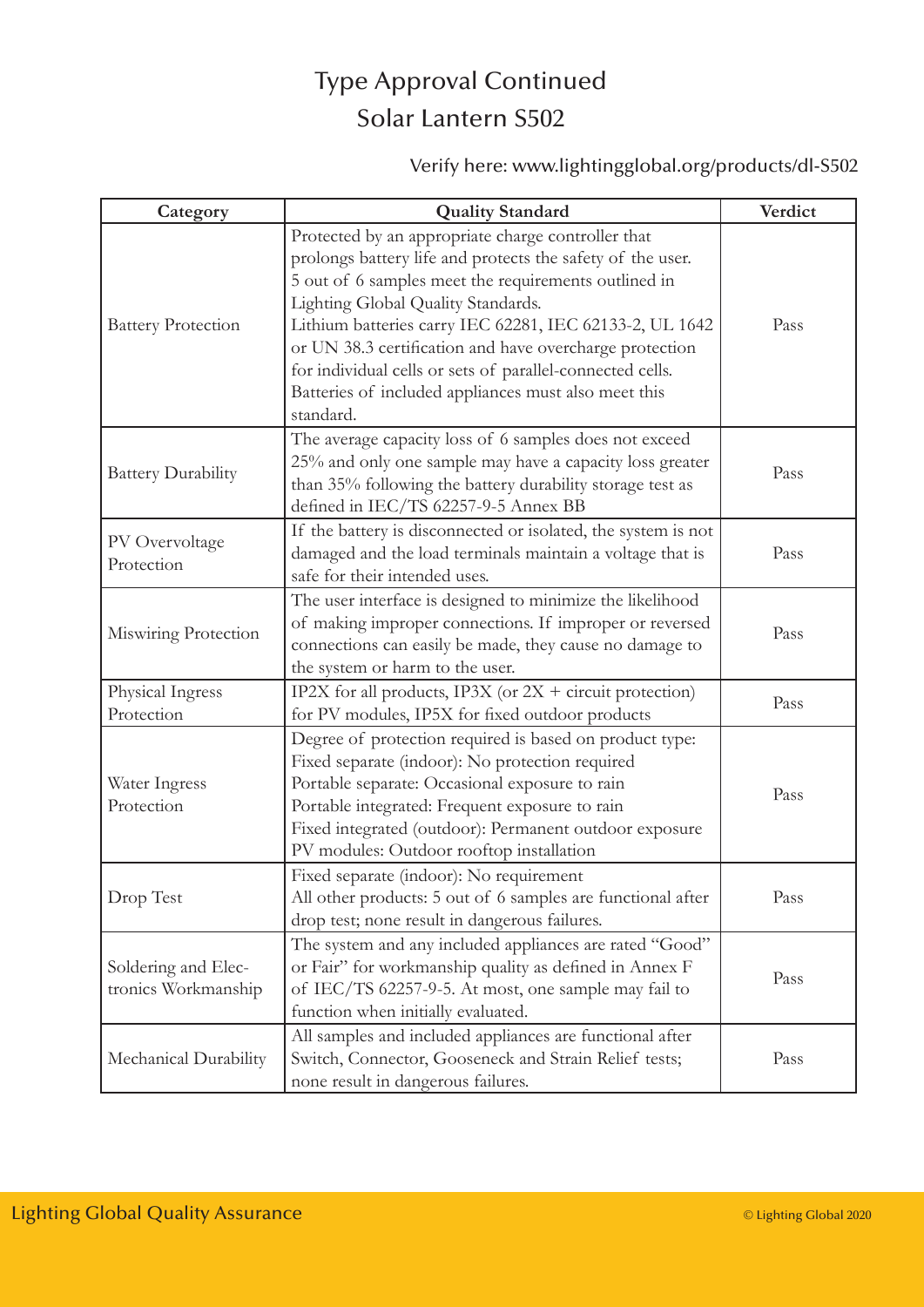# Type Approval Continued
# Solar Lantern S502

Verify here: www.lightingglobal.org/products/dl-S502

| Category | Quality Standard | Verdict |
|---|---|---|
| Battery Protection | Protected by an appropriate charge controller that prolongs battery life and protects the safety of the user. 5 out of 6 samples meet the requirements outlined in Lighting Global Quality Standards. Lithium batteries carry IEC 62281, IEC 62133-2, UL 1642 or UN 38.3 certification and have overcharge protection for individual cells or sets of parallel-connected cells. Batteries of included appliances must also meet this standard. | Pass |
| Battery Durability | The average capacity loss of 6 samples does not exceed 25% and only one sample may have a capacity loss greater than 35% following the battery durability storage test as defined in IEC/TS 62257-9-5 Annex BB | Pass |
| PV Overvoltage Protection | If the battery is disconnected or isolated, the system is not damaged and the load terminals maintain a voltage that is safe for their intended uses. | Pass |
| Miswiring Protection | The user interface is designed to minimize the likelihood of making improper connections. If improper or reversed connections can easily be made, they cause no damage to the system or harm to the user. | Pass |
| Physical Ingress Protection | IP2X for all products, IP3X (or 2X + circuit protection) for PV modules, IP5X for fixed outdoor products | Pass |
| Water Ingress Protection | Degree of protection required is based on product type: Fixed separate (indoor): No protection required Portable separate: Occasional exposure to rain Portable integrated: Frequent exposure to rain Fixed integrated (outdoor): Permanent outdoor exposure PV modules: Outdoor rooftop installation | Pass |
| Drop Test | Fixed separate (indoor): No requirement All other products: 5 out of 6 samples are functional after drop test; none result in dangerous failures. | Pass |
| Soldering and Electronics Workmanship | The system and any included appliances are rated "Good" or Fair" for workmanship quality as defined in Annex F of IEC/TS 62257-9-5. At most, one sample may fail to function when initially evaluated. | Pass |
| Mechanical Durability | All samples and included appliances are functional after Switch, Connector, Gooseneck and Strain Relief tests; none result in dangerous failures. | Pass |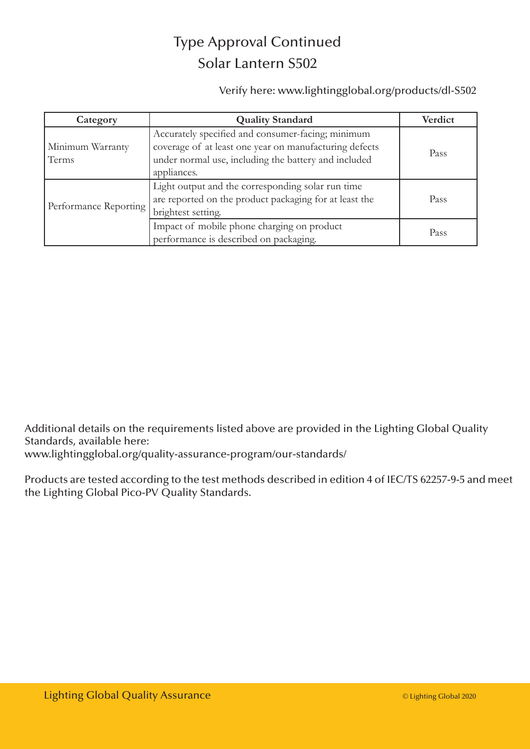# Type Approval Continued

## Solar Lantern S502

Verify here: www.lightingglobal.org/products/dl-S502

| Category | Quality Standard | Verdict |
|---|---|---|
| Minimum Warranty Terms | Accurately specified and consumer-facing; minimum coverage of at least one year on manufacturing defects under normal use, including the battery and included appliances. | Pass |
| Performance Reporting | Light output and the corresponding solar run time are reported on the product packaging for at least the brightest setting. | Pass |
| | Impact of mobile phone charging on product performance is described on packaging. | Pass |

Additional details on the requirements listed above are provided in the Lighting Global Quality Standards, available here:
www.lightingglobal.org/quality-assurance-program/our-standards/

Products are tested according to the test methods described in edition 4 of IEC/TS 62257-9-5 and meet the Lighting Global Pico-PV Quality Standards.